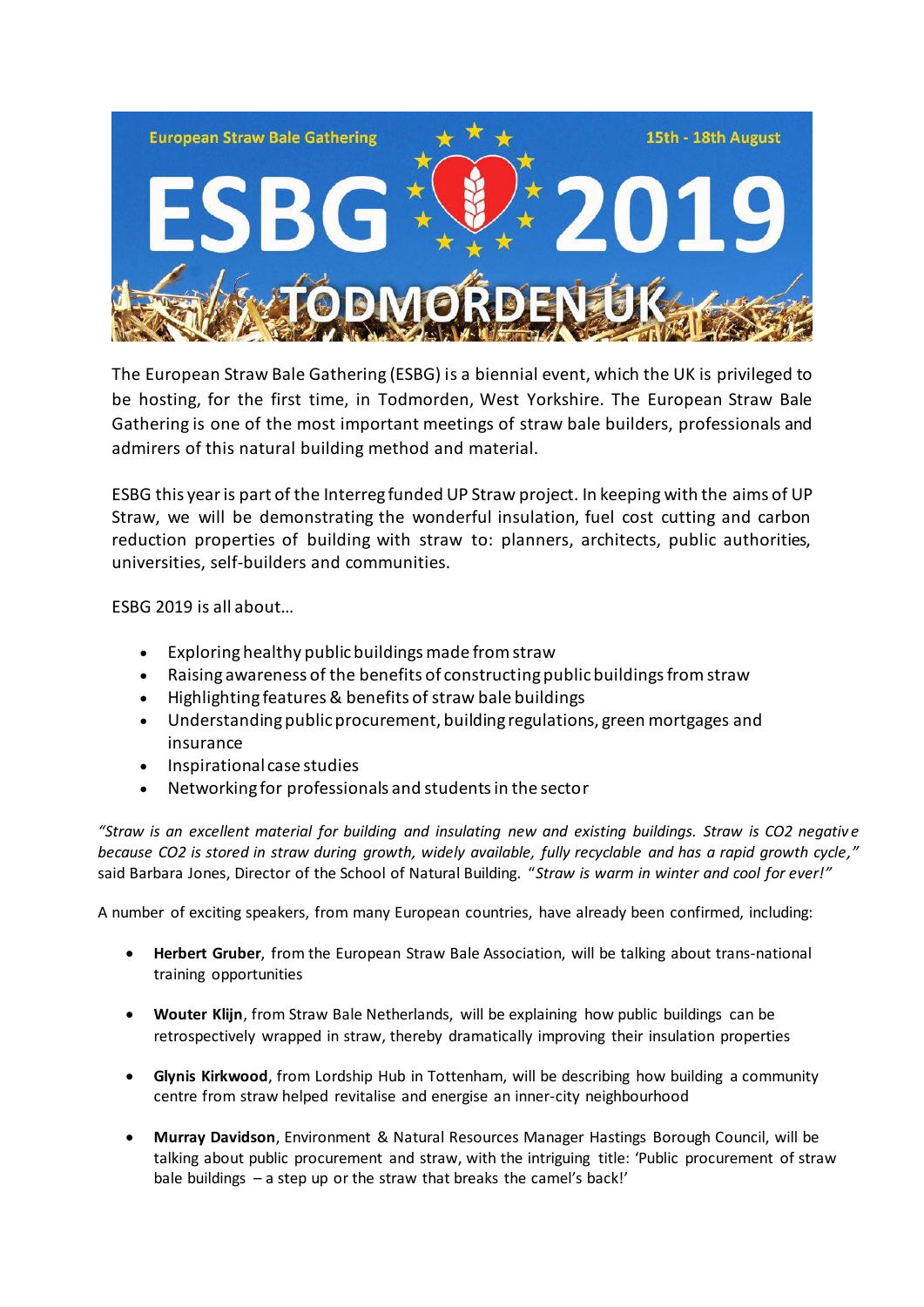European Straw Bale Gathering — 15th - 18th August

# ESBG 2019

## TODMORDEN UK

The European Straw Bale Gathering (ESBG) is a biennial event, which the UK is privileged to be hosting, for the first time, in Todmorden, West Yorkshire. The European Straw Bale Gathering is one of the most important meetings of straw bale builders, professionals and admirers of this natural building method and material.

ESBG this year is part of the Interreg funded UP Straw project. In keeping with the aims of UP Straw, we will be demonstrating the wonderful insulation, fuel cost cutting and carbon reduction properties of building with straw to: planners, architects, public authorities, universities, self-builders and communities.

ESBG 2019 is all about…

- Exploring healthy public buildings made from straw
- Raising awareness of the benefits of constructing public buildings from straw
- Highlighting features & benefits of straw bale buildings
- Understanding public procurement, building regulations, green mortgages and insurance
- Inspirational case studies
- Networking for professionals and students in the sector

*"Straw is an excellent material for building and insulating new and existing buildings. Straw is CO2 negative because CO2 is stored in straw during growth, widely available, fully recyclable and has a rapid growth cycle,"* said Barbara Jones, Director of the School of Natural Building. "*Straw is warm in winter and cool for ever!"*

A number of exciting speakers, from many European countries, have already been confirmed, including:

- **Herbert Gruber**, from the European Straw Bale Association, will be talking about trans-national training opportunities

- **Wouter Klijn**, from Straw Bale Netherlands, will be explaining how public buildings can be retrospectively wrapped in straw, thereby dramatically improving their insulation properties

- **Glynis Kirkwood**, from Lordship Hub in Tottenham, will be describing how building a community centre from straw helped revitalise and energise an inner-city neighbourhood

- **Murray Davidson**, Environment & Natural Resources Manager Hastings Borough Council, will be talking about public procurement and straw, with the intriguing title: 'Public procurement of straw bale buildings – a step up or the straw that breaks the camel's back!'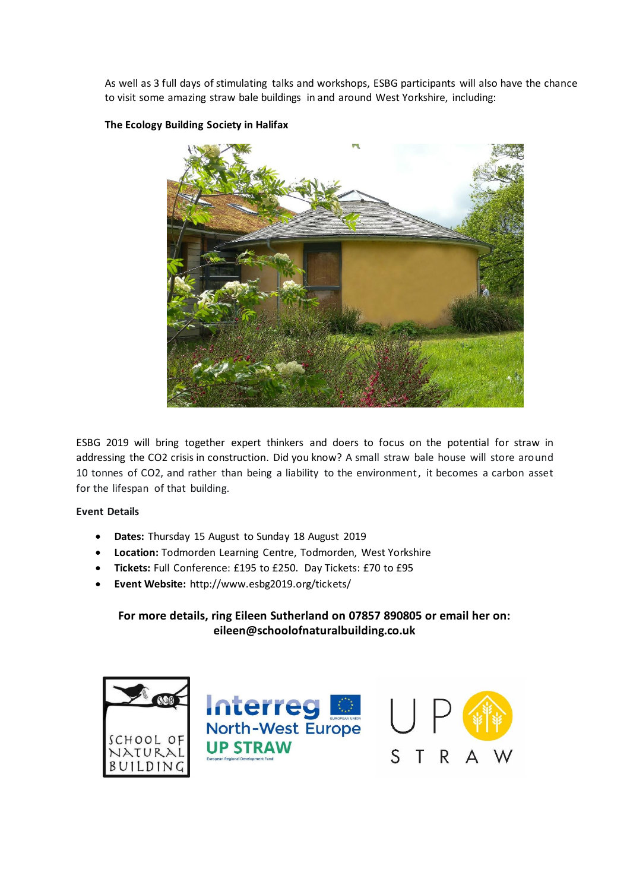As well as 3 full days of stimulating talks and workshops, ESBG participants will also have the chance to visit some amazing straw bale buildings in and around West Yorkshire, including:

**The Ecology Building Society in Halifax**

ESBG 2019 will bring together expert thinkers and doers to focus on the potential for straw in addressing the $CO_2$ crisis in construction. Did you know? A small straw bale house will store around 10 tonnes of $CO_2$, and rather than being a liability to the environment, it becomes a carbon asset for the lifespan of that building.

**Event Details**

- **Dates:** Thursday 15 August to Sunday 18 August 2019
- **Location:** Todmorden Learning Centre, Todmorden, West Yorkshire
- **Tickets:** Full Conference: £195 to £250. Day Tickets: £70 to £95
- **Event Website:** http://www.esbg2019.org/tickets/

**For more details, ring Eileen Sutherland on 07857 890805 or email her on: eileen@schoolofnaturalbuilding.co.uk**